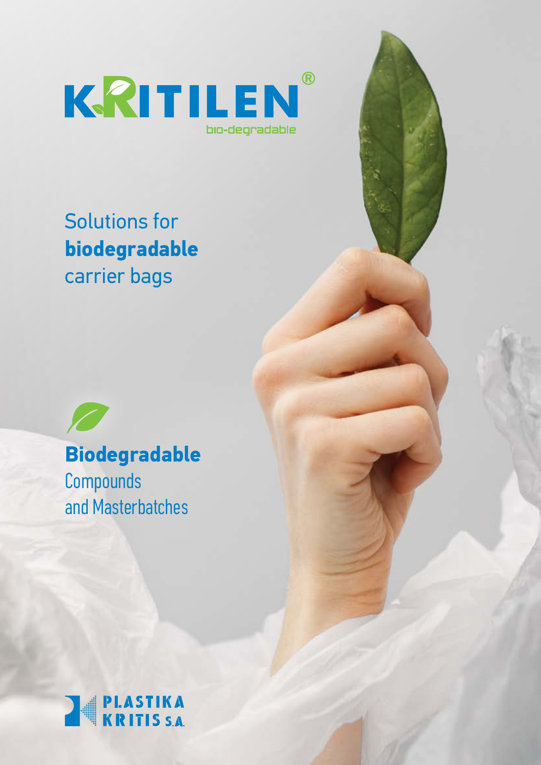# KRITILEN®

bio-degradable

Solutions for **biodegradable** carrier bags

**Biodegradable** Compounds and Masterbatches

PLASTIKA KRITIS S.A.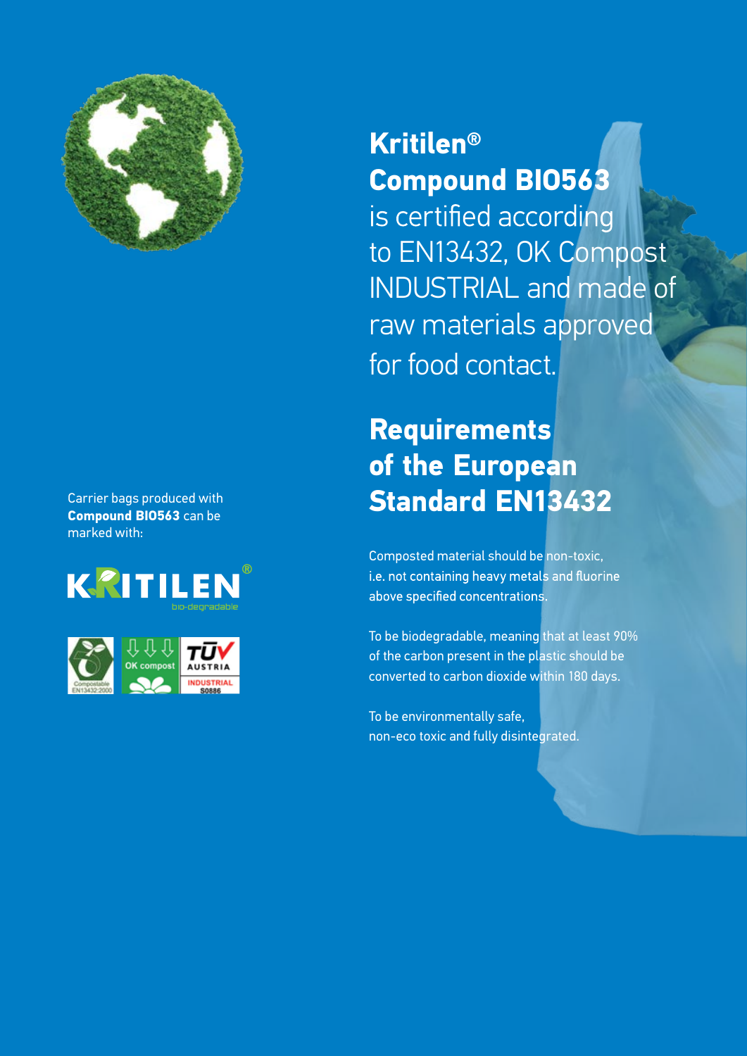## Kritilen®
## Compound BIO563

is certified according to EN13432, OK Compost INDUSTRIAL and made of raw materials approved for food contact.

Carrier bags produced with **Compound BIO563** can be marked with:

## Requirements of the European Standard EN13432

Composted material should be non-toxic, i.e. not containing heavy metals and fluorine above specified concentrations.

To be biodegradable, meaning that at least 90% of the carbon present in the plastic should be converted to carbon dioxide within 180 days.

To be environmentally safe, non-eco toxic and fully disintegrated.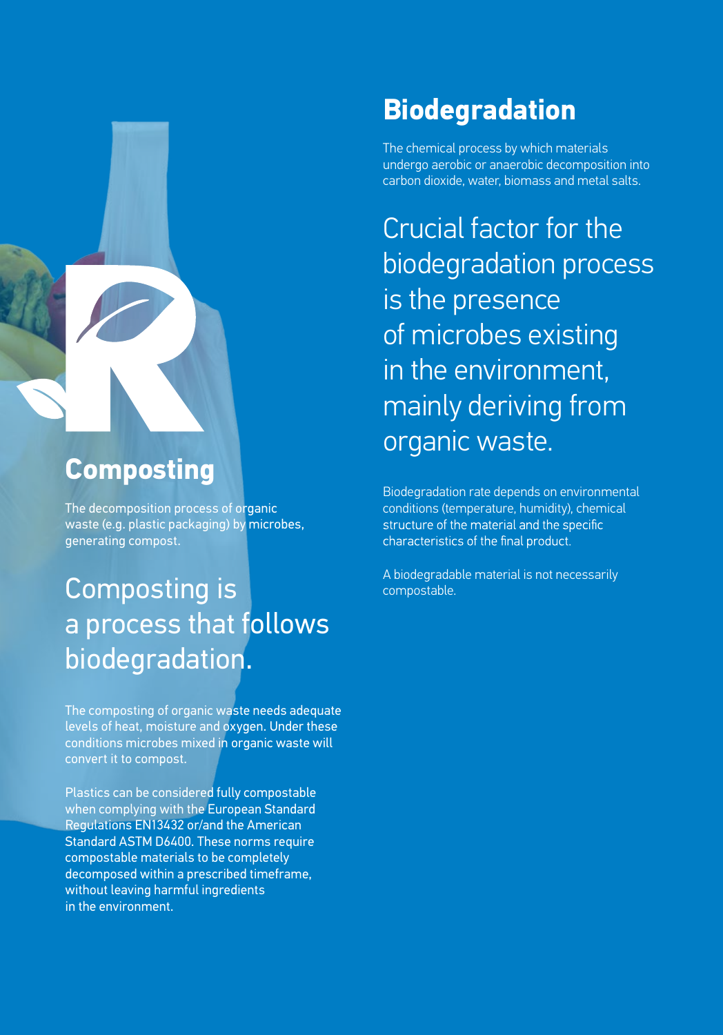## Composting

The decomposition process of organic waste (e.g. plastic packaging) by microbes, generating compost.

Composting is a process that follows biodegradation.

The composting of organic waste needs adequate levels of heat, moisture and oxygen. Under these conditions microbes mixed in organic waste will convert it to compost.

Plastics can be considered fully compostable when complying with the European Standard Regulations EN13432 or/and the American Standard ASTM D6400. These norms require compostable materials to be completely decomposed within a prescribed timeframe, without leaving harmful ingredients in the environment.

## Biodegradation

The chemical process by which materials undergo aerobic or anaerobic decomposition into carbon dioxide, water, biomass and metal salts.

Crucial factor for the biodegradation process is the presence of microbes existing in the environment, mainly deriving from organic waste.

Biodegradation rate depends on environmental conditions (temperature, humidity), chemical structure of the material and the specific characteristics of the final product.

A biodegradable material is not necessarily compostable.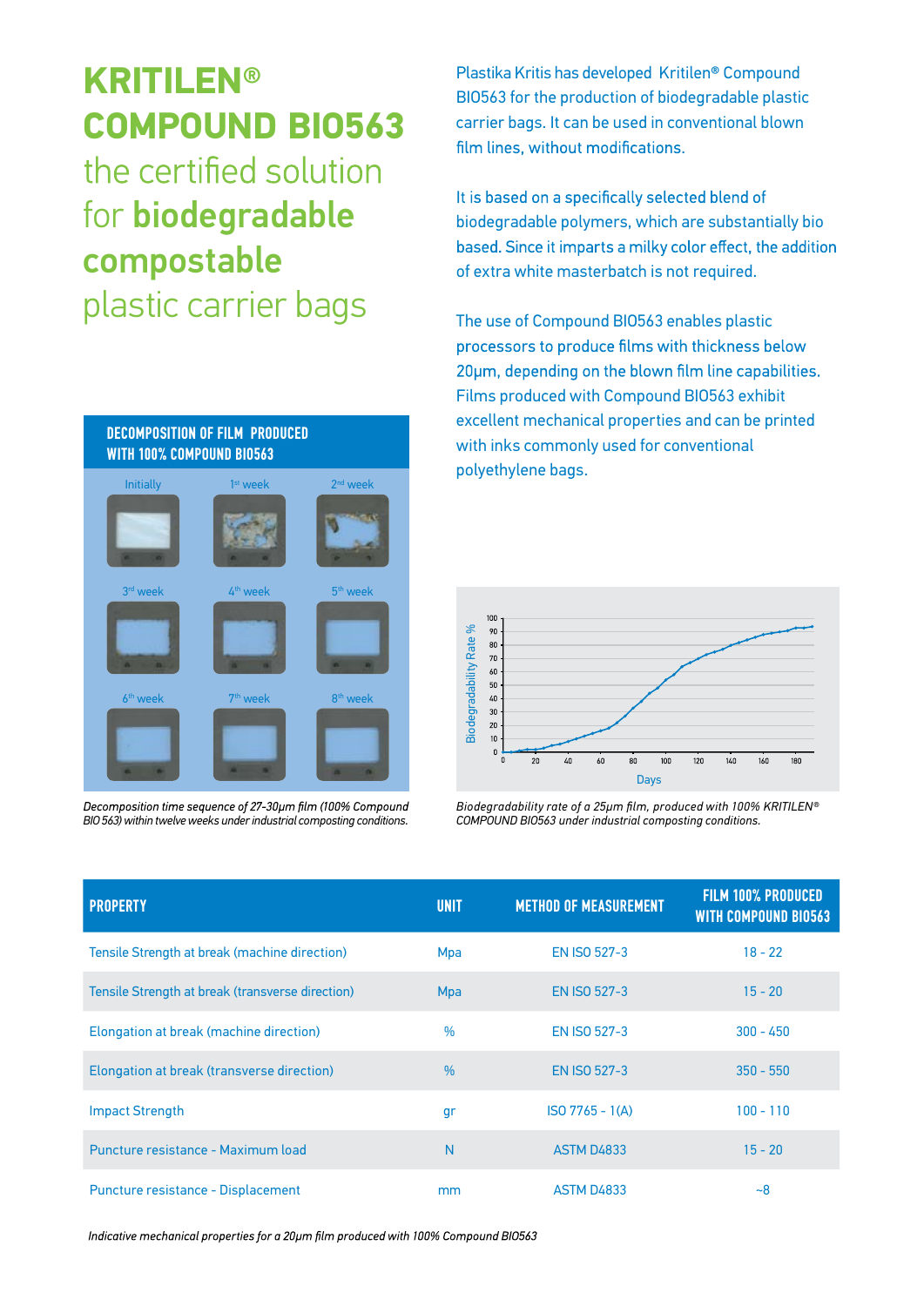# KRITILEN® COMPOUND BIO563

## the certified solution for **biodegradable compostable** plastic carrier bags

Plastika Kritis has developed Kritilen® Compound BIO563 for the production of biodegradable plastic carrier bags. It can be used in conventional blown film lines, without modifications.

It is based on a specifically selected blend of biodegradable polymers, which are substantially bio based. Since it imparts a milky color effect, the addition of extra white masterbatch is not required.

The use of Compound BIO563 enables plastic processors to produce films with thickness below 20μm, depending on the blown film line capabilities. Films produced with Compound BIO563 exhibit excellent mechanical properties and can be printed with inks commonly used for conventional polyethylene bags.

**DECOMPOSITION OF FILM PRODUCED WITH 100% COMPOUND BIO563**

Initially
1st week
2nd week
3rd week
4th week
5th week
6th week
7th week
8th week

*Decomposition time sequence of 27-30μm film (100% Compound BIO 563) within twelve weeks under industrial composting conditions.*

Biodegradability Rate %
100
90
80
70
60
50
40
30
20
10
0
0
20
40
60
80
100
120
140
160
180
Days

*Biodegradability rate of a 25μm film, produced with 100% KRITILEN® COMPOUND BIO563 under industrial composting conditions.*

| PROPERTY | UNIT | METHOD OF MEASUREMENT | FILM 100% PRODUCED WITH COMPOUND BIO563 |
|---|---|---|---|
| Tensile Strength at break (machine direction) | Mpa | EN ISO 527-3 | 18 - 22 |
| Tensile Strength at break (transverse direction) | Mpa | EN ISO 527-3 | 15 - 20 |
| Elongation at break (machine direction) | % | EN ISO 527-3 | 300 - 450 |
| Elongation at break (transverse direction) | % | EN ISO 527-3 | 350 - 550 |
| Impact Strength | gr | ISO 7765 - 1(A) | 100 - 110 |
| Puncture resistance - Maximum load | N | ASTM D4833 | 15 - 20 |
| Puncture resistance - Displacement | mm | ASTM D4833 | ~8 |

*Indicative mechanical properties for a 20μm film produced with 100% Compound BIO563*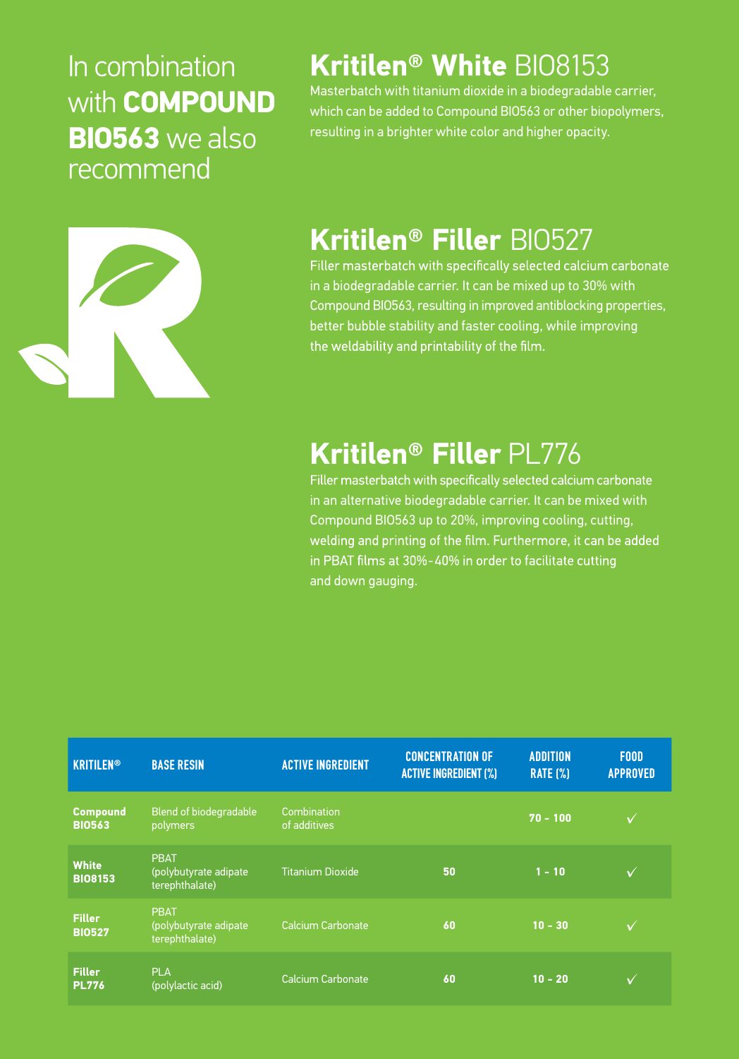In combination with **COMPOUND BIO563** we also recommend

## **Kritilen® White** BIO8153

Masterbatch with titanium dioxide in a biodegradable carrier, which can be added to Compound BIO563 or other biopolymers, resulting in a brighter white color and higher opacity.

## **Kritilen® Filler** BIO527

Filler masterbatch with specifically selected calcium carbonate in a biodegradable carrier. It can be mixed up to 30% with Compound BIO563, resulting in improved antiblocking properties, better bubble stability and faster cooling, while improving the weldability and printability of the film.

## **Kritilen® Filler** PL776

Filler masterbatch with specifically selected calcium carbonate in an alternative biodegradable carrier. It can be mixed with Compound BIO563 up to 20%, improving cooling, cutting, welding and printing of the film. Furthermore, it can be added in PBAT films at 30%-40% in order to facilitate cutting and down gauging.

| KRITILEN® | BASE RESIN | ACTIVE INGREDIENT | CONCENTRATION OF ACTIVE INGREDIENT (%) | ADDITION RATE (%) | FOOD APPROVED |
|---|---|---|---|---|---|
| **Compound BIO563** | Blend of biodegradable polymers | Combination of additives | | **70 - 100** | ✓ |
| **White BIO8153** | PBAT (polybutyrate adipate terephthalate) | Titanium Dioxide | **50** | **1 - 10** | ✓ |
| **Filler BIO527** | PBAT (polybutyrate adipate terephthalate) | Calcium Carbonate | **60** | **10 - 30** | ✓ |
| **Filler PL776** | PLA (polylactic acid) | Calcium Carbonate | **60** | **10 - 20** | ✓ |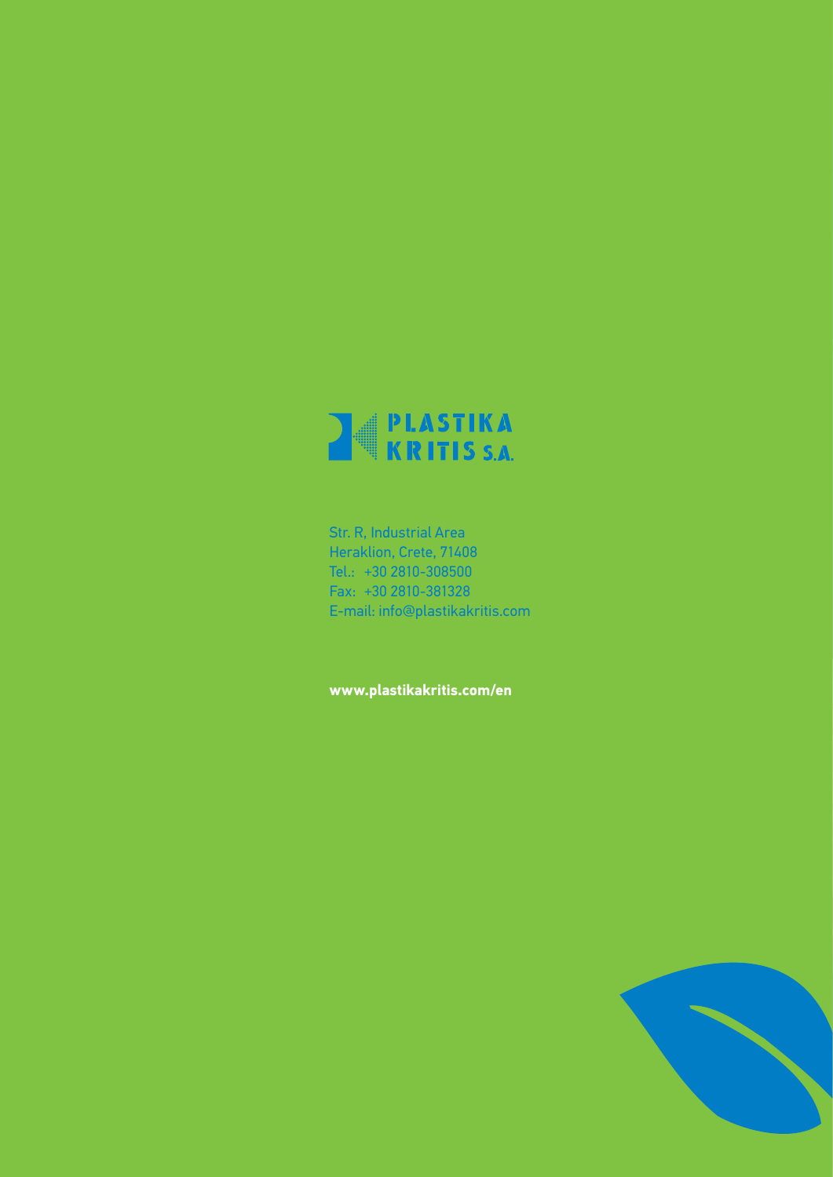PLASTIKA KRITIS S.A.

Str. R, Industrial Area
Heraklion, Crete, 71408
Tel.: +30 2810-308500
Fax: +30 2810-381328
E-mail: info@plastikakritis.com

**www.plastikakritis.com/en**